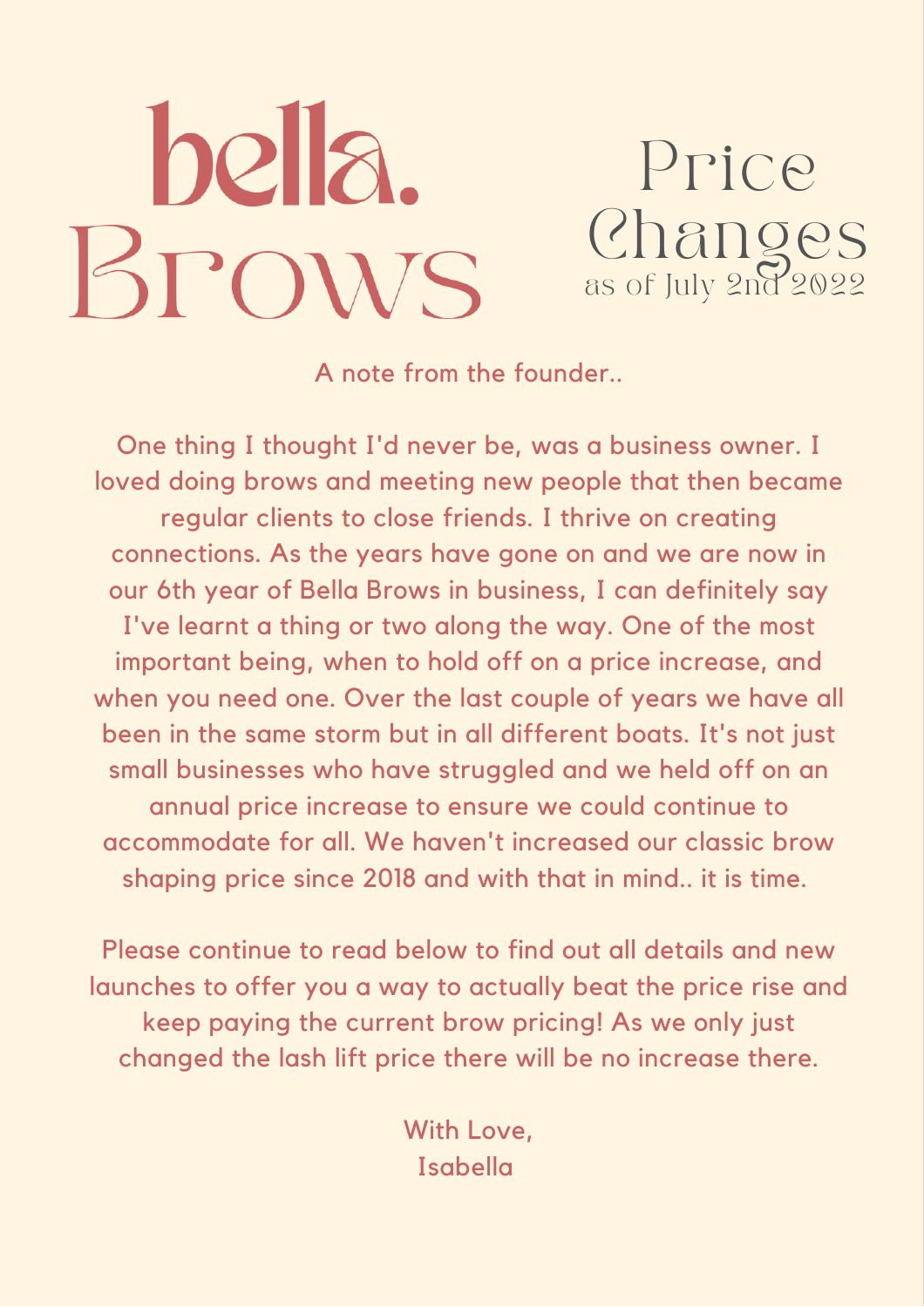# bella. Brows

## Price Changes
as of July 2nd 2022

A note from the founder..

One thing I thought I'd never be, was a business owner. I loved doing brows and meeting new people that then became regular clients to close friends. I thrive on creating connections. As the years have gone on and we are now in our 6th year of Bella Brows in business, I can definitely say I've learnt a thing or two along the way. One of the most important being, when to hold off on a price increase, and when you need one. Over the last couple of years we have all been in the same storm but in all different boats. It's not just small businesses who have struggled and we held off on an annual price increase to ensure we could continue to accommodate for all. We haven't increased our classic brow shaping price since 2018 and with that in mind.. it is time.

Please continue to read below to find out all details and new launches to offer you a way to actually beat the price rise and keep paying the current brow pricing! As we only just changed the lash lift price there will be no increase there.

With Love,
Isabella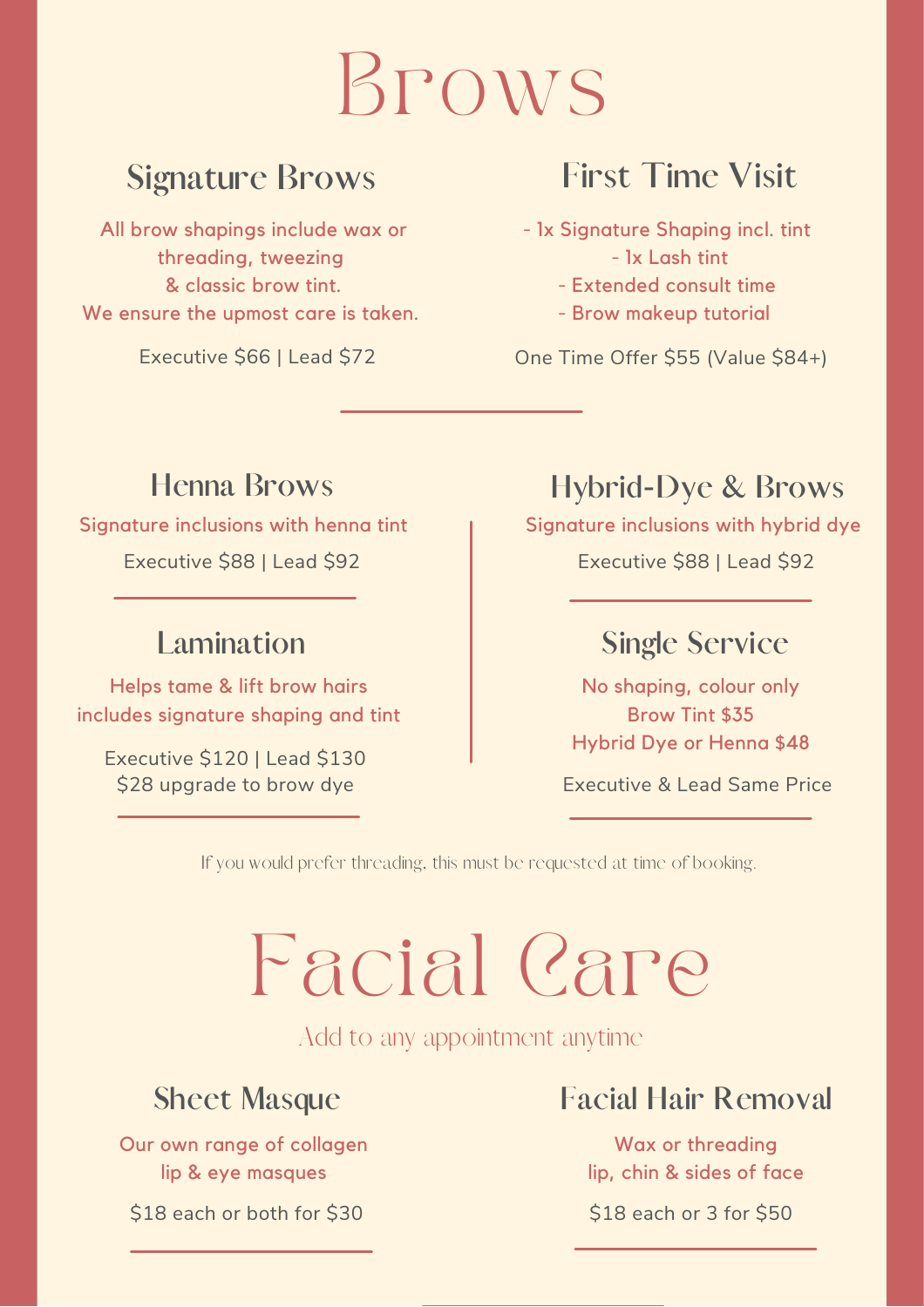# Brows

## Signature Brows

All brow shapings include wax or threading, tweezing & classic brow tint.
We ensure the upmost care is taken.

Executive $66 | Lead $72

## First Time Visit

- 1x Signature Shaping incl. tint
- 1x Lash tint
- Extended consult time
- Brow makeup tutorial

One Time Offer $55 (Value $84+)

## Henna Brows

Signature inclusions with henna tint

Executive $88 | Lead $92

## Hybrid-Dye & Brows

Signature inclusions with hybrid dye

Executive $88 | Lead $92

## Lamination

Helps tame & lift brow hairs includes signature shaping and tint

Executive $120 | Lead $130
$28 upgrade to brow dye

## Single Service

No shaping, colour only
Brow Tint $35
Hybrid Dye or Henna $48

Executive & Lead Same Price

If you would prefer threading, this must be requested at time of booking.

# Facial Care

Add to any appointment anytime

## Sheet Masque

Our own range of collagen lip & eye masques

$18 each or both for $30

## Facial Hair Removal

Wax or threading
lip, chin & sides of face

$18 each or 3 for $50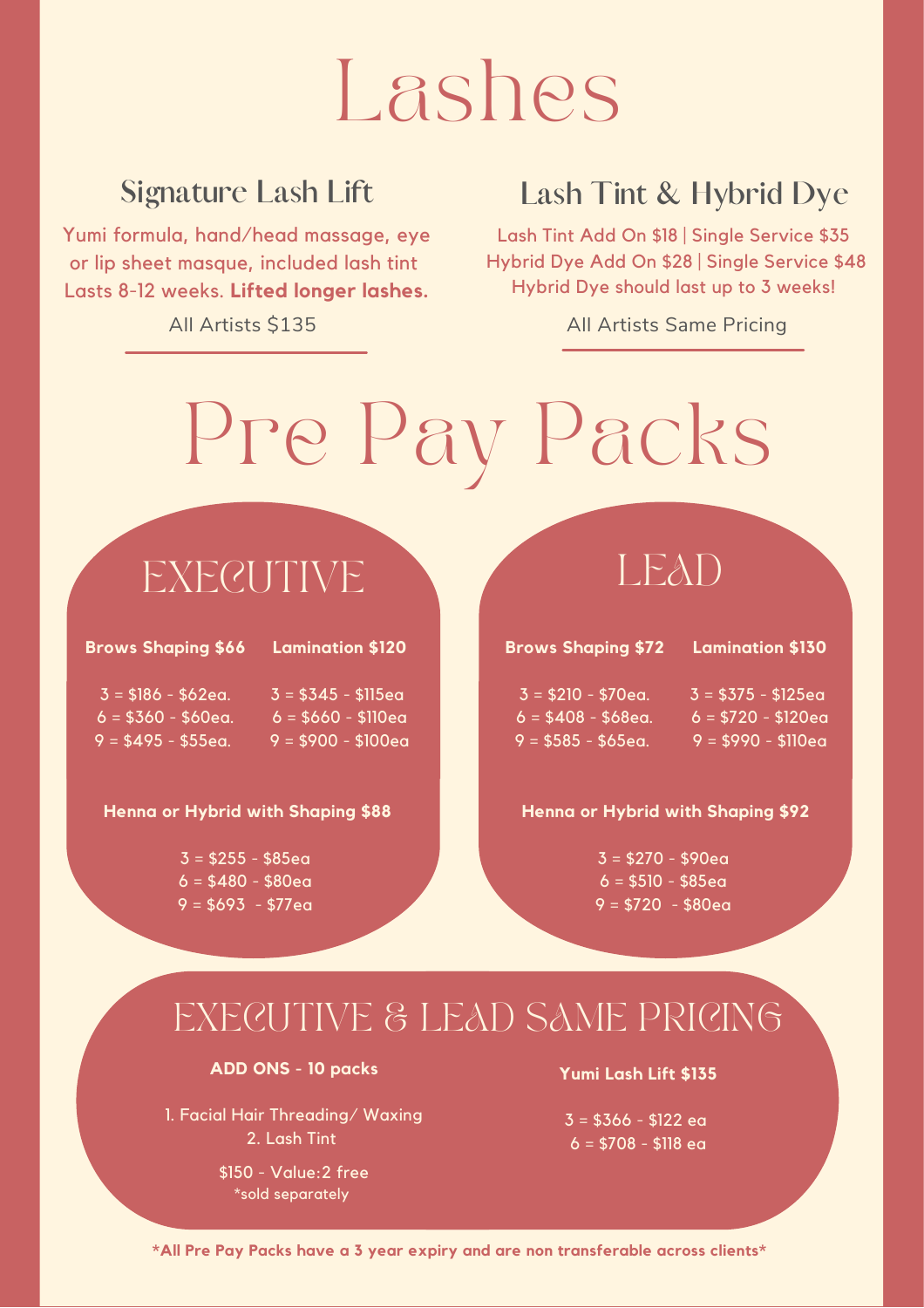# Lashes

## Signature Lash Lift

Yumi formula, hand/head massage, eye or lip sheet masque, included lash tint Lasts 8-12 weeks. **Lifted longer lashes.**

All Artists $135

## Lash Tint & Hybrid Dye

Lash Tint Add On $18 | Single Service $35
Hybrid Dye Add On $28 | Single Service $48
Hybrid Dye should last up to 3 weeks!

All Artists Same Pricing

# Pre Pay Packs

## EXECUTIVE

| Brows Shaping $66 | Lamination $120 |
|---|---|
| 3 = $186 - $62ea. | 3 = $345 - $115ea |
| 6 = $360 - $60ea. | 6 = $660 - $110ea |
| 9 = $495 - $55ea. | 9 = $900 - $100ea |

**Henna or Hybrid with Shaping $88**

3 = $255 - $85ea
6 = $480 - $80ea
9 = $693 - $77ea

## LEAD

| Brows Shaping $72 | Lamination $130 |
|---|---|
| 3 = $210 - $70ea. | 3 = $375 - $125ea |
| 6 = $408 - $68ea. | 6 = $720 - $120ea |
| 9 = $585 - $65ea. | 9 = $990 - $110ea |

**Henna or Hybrid with Shaping $92**

3 = $270 - $90ea
6 = $510 - $85ea
9 = $720 - $80ea

## EXECUTIVE & LEAD SAME PRICING

**ADD ONS - 10 packs**

1. Facial Hair Threading/ Waxing
2. Lash Tint

$150 - Value:2 free
*sold separately

**Yumi Lash Lift $135**

3 = $366 - $122 ea
6 = $708 - $118 ea

***All Pre Pay Packs have a 3 year expiry and are non transferable across clients***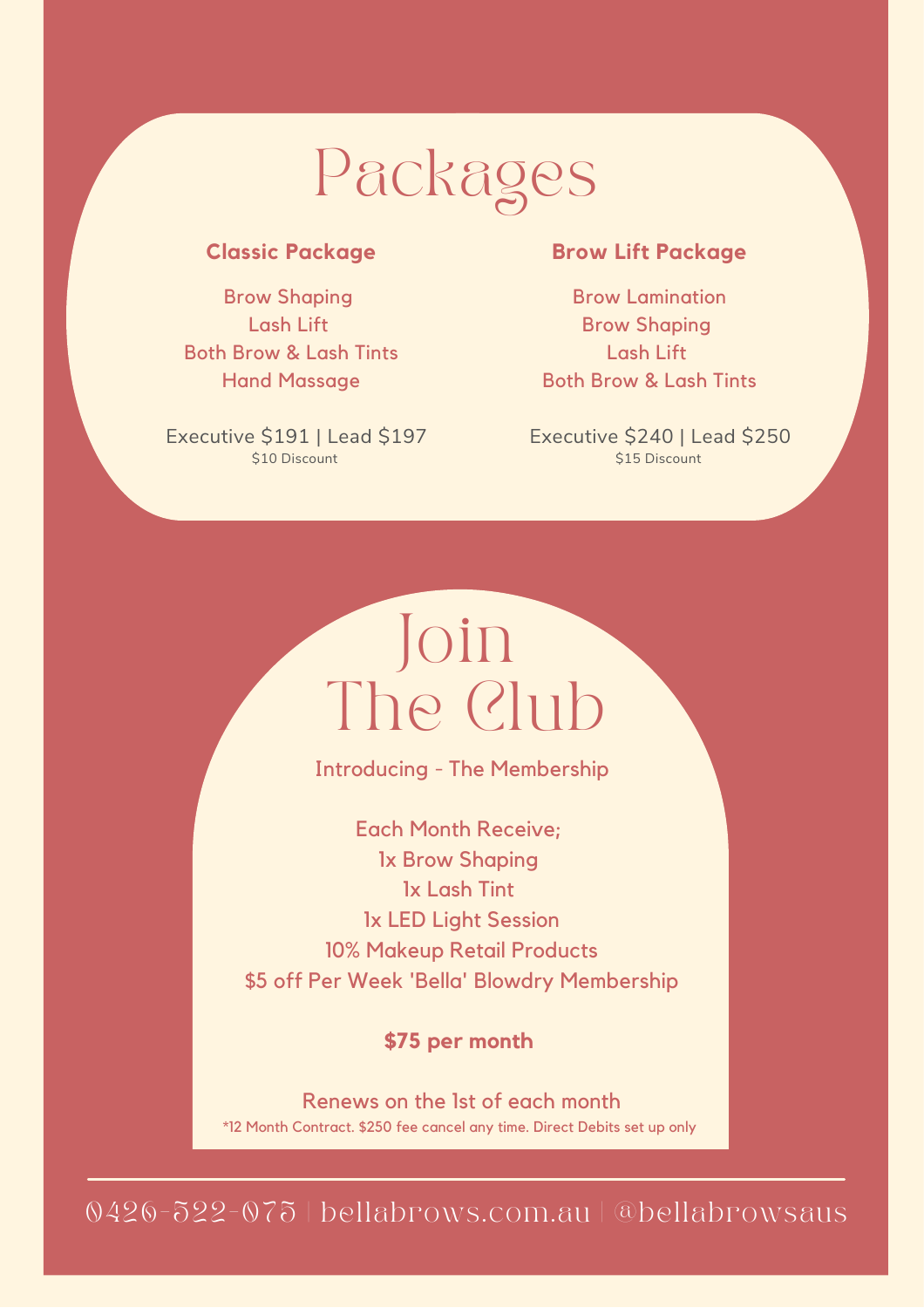# Packages

### Classic Package

Brow Shaping
Lash Lift
Both Brow & Lash Tints
Hand Massage

Executive $191 | Lead $197
$10 Discount

### Brow Lift Package

Brow Lamination
Brow Shaping
Lash Lift
Both Brow & Lash Tints

Executive $240 | Lead $250
$15 Discount

# Join The Club

Introducing - The Membership

Each Month Receive;
1x Brow Shaping
1x Lash Tint
1x LED Light Session
10% Makeup Retail Products
$5 off Per Week 'Bella' Blowdry Membership

**$75 per month**

Renews on the 1st of each month
*12 Month Contract. $250 fee cancel any time. Direct Debits set up only

0426-522-075 | bellabrows.com.au | @bellabrowsaus